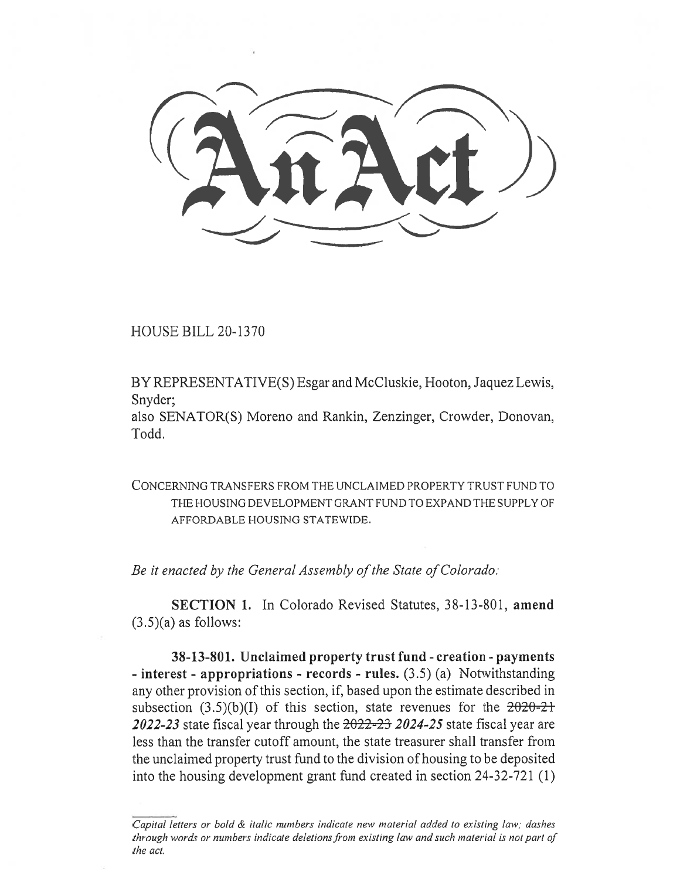# An Act

HOUSE BILL 20-1370

BY REPRESENTATIVE(S) Esgar and McCluskie, Hooton, Jaquez Lewis, Snyder;
also SENATOR(S) Moreno and Rankin, Zenzinger, Crowder, Donovan, Todd.

CONCERNING TRANSFERS FROM THE UNCLAIMED PROPERTY TRUST FUND TO THE HOUSING DEVELOPMENT GRANT FUND TO EXPAND THE SUPPLY OF AFFORDABLE HOUSING STATEWIDE.

*Be it enacted by the General Assembly of the State of Colorado:*

**SECTION 1.** In Colorado Revised Statutes, 38-13-801, **amend** (3.5)(a) as follows:

**38-13-801. Unclaimed property trust fund - creation - payments - interest - appropriations - records - rules.** (3.5) (a) Notwithstanding any other provision of this section, if, based upon the estimate described in subsection (3.5)(b)(I) of this section, state revenues for the ~~2020-21~~ ***2022-23*** state fiscal year through the ~~2022-23~~ ***2024-25*** state fiscal year are less than the transfer cutoff amount, the state treasurer shall transfer from the unclaimed property trust fund to the division of housing to be deposited into the housing development grant fund created in section 24-32-721 (1)

*Capital letters or bold & italic numbers indicate new material added to existing law; dashes through words or numbers indicate deletions from existing law and such material is not part of the act.*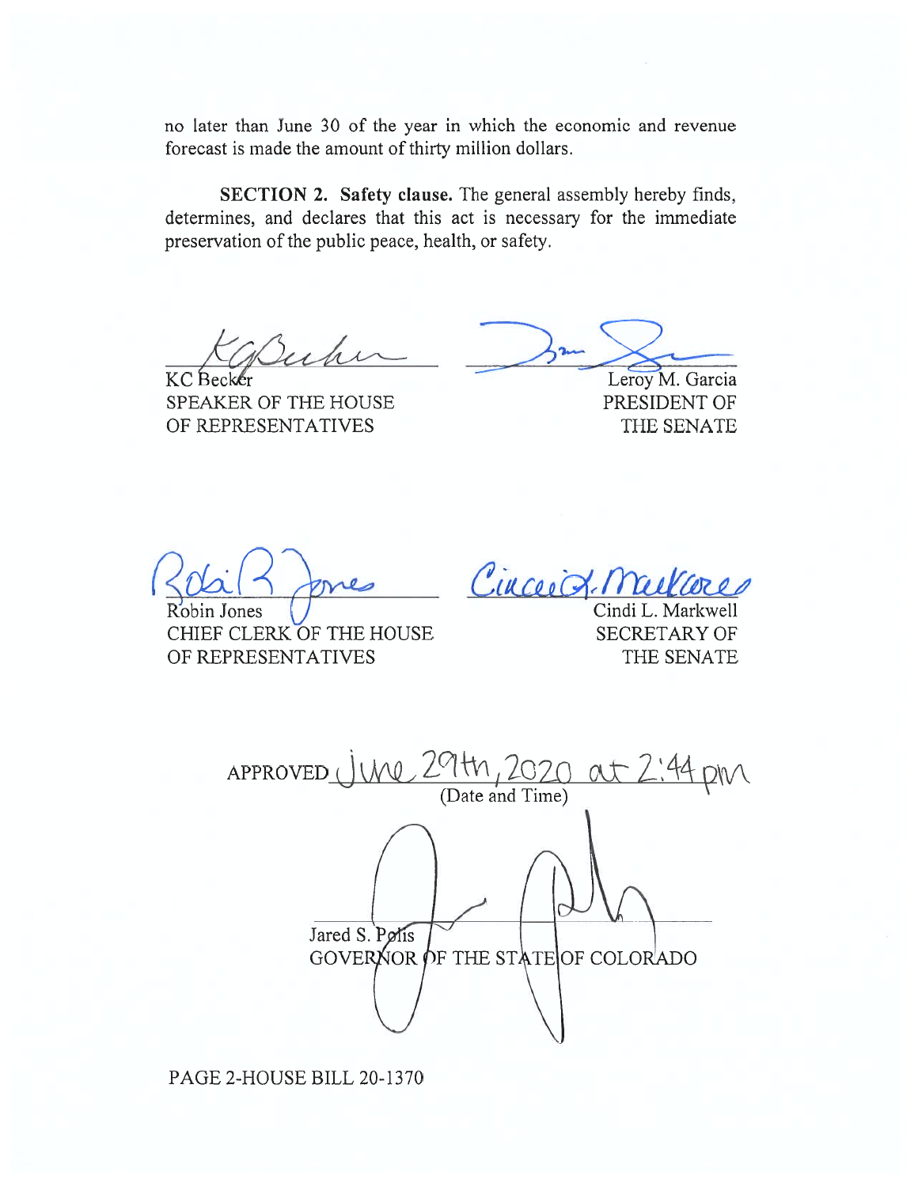no later than June 30 of the year in which the economic and revenue forecast is made the amount of thirty million dollars.

**SECTION 2. Safety clause.** The general assembly hereby finds, determines, and declares that this act is necessary for the immediate preservation of the public peace, health, or safety.

KC Becker
SPEAKER OF THE HOUSE
OF REPRESENTATIVES

Leroy M. Garcia
PRESIDENT OF
THE SENATE

Robin Jones
CHIEF CLERK OF THE HOUSE
OF REPRESENTATIVES

Cindi L. Markwell
SECRETARY OF
THE SENATE

APPROVED June 29th, 2020 at 2:44 pm
(Date and Time)

Jared S. Polis
GOVERNOR OF THE STATE OF COLORADO

PAGE 2-HOUSE BILL 20-1370